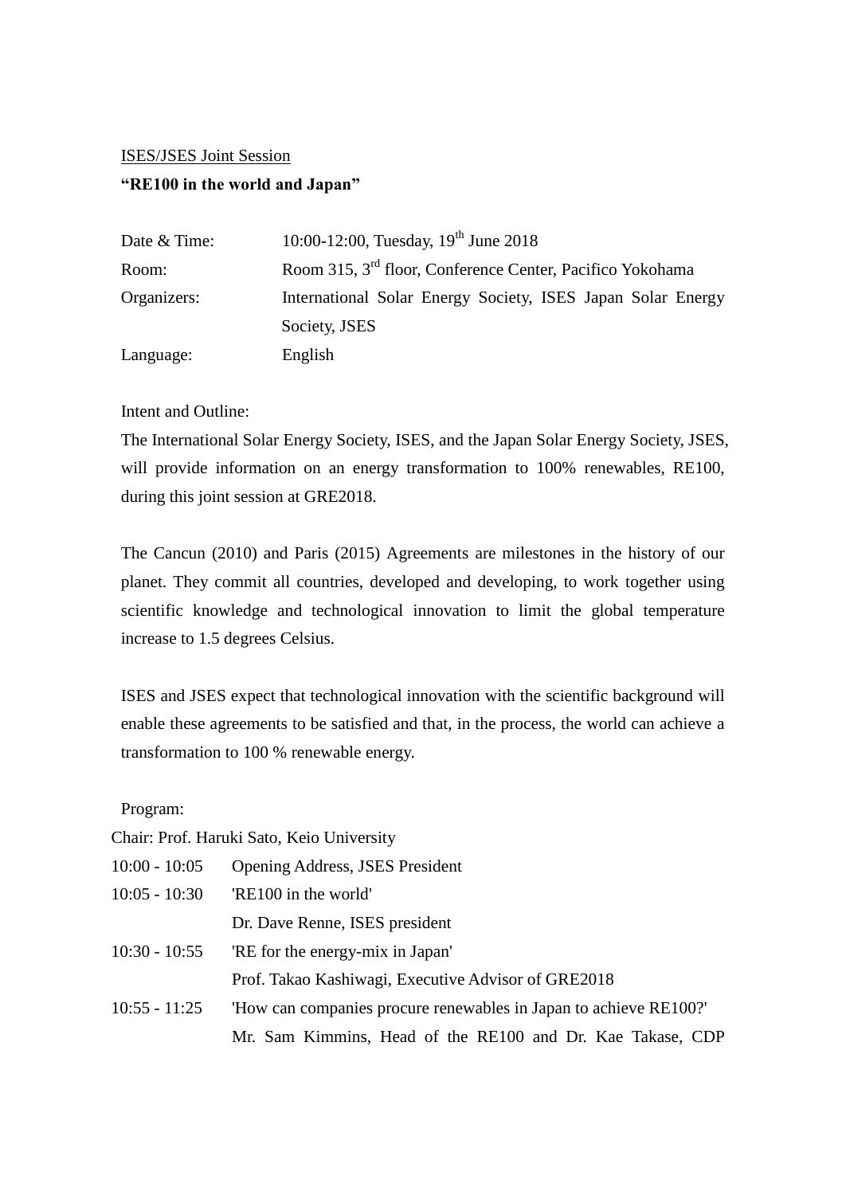<u>ISES/JSES Joint Session</u>

**"RE100 in the world and Japan"**

| | |
|---|---|
| Date & Time: | 10:00-12:00, Tuesday, 19th June 2018 |
| Room: | Room 315, 3rd floor, Conference Center, Pacifico Yokohama |
| Organizers: | International Solar Energy Society, ISES Japan Solar Energy Society, JSES |
| Language: | English |

Intent and Outline:

The International Solar Energy Society, ISES, and the Japan Solar Energy Society, JSES, will provide information on an energy transformation to 100% renewables, RE100, during this joint session at GRE2018.

The Cancun (2010) and Paris (2015) Agreements are milestones in the history of our planet. They commit all countries, developed and developing, to work together using scientific knowledge and technological innovation to limit the global temperature increase to 1.5 degrees Celsius.

ISES and JSES expect that technological innovation with the scientific background will enable these agreements to be satisfied and that, in the process, the world can achieve a transformation to 100 % renewable energy.

Program:

Chair: Prof. Haruki Sato, Keio University

| | |
|---|---|
| 10:00 - 10:05 | Opening Address, JSES President |
| 10:05 - 10:30 | 'RE100 in the world'<br>Dr. Dave Renne, ISES president |
| 10:30 - 10:55 | 'RE for the energy-mix in Japan'<br>Prof. Takao Kashiwagi, Executive Advisor of GRE2018 |
| 10:55 - 11:25 | 'How can companies procure renewables in Japan to achieve RE100?'<br>Mr. Sam Kimmins, Head of the RE100 and Dr. Kae Takase, CDP |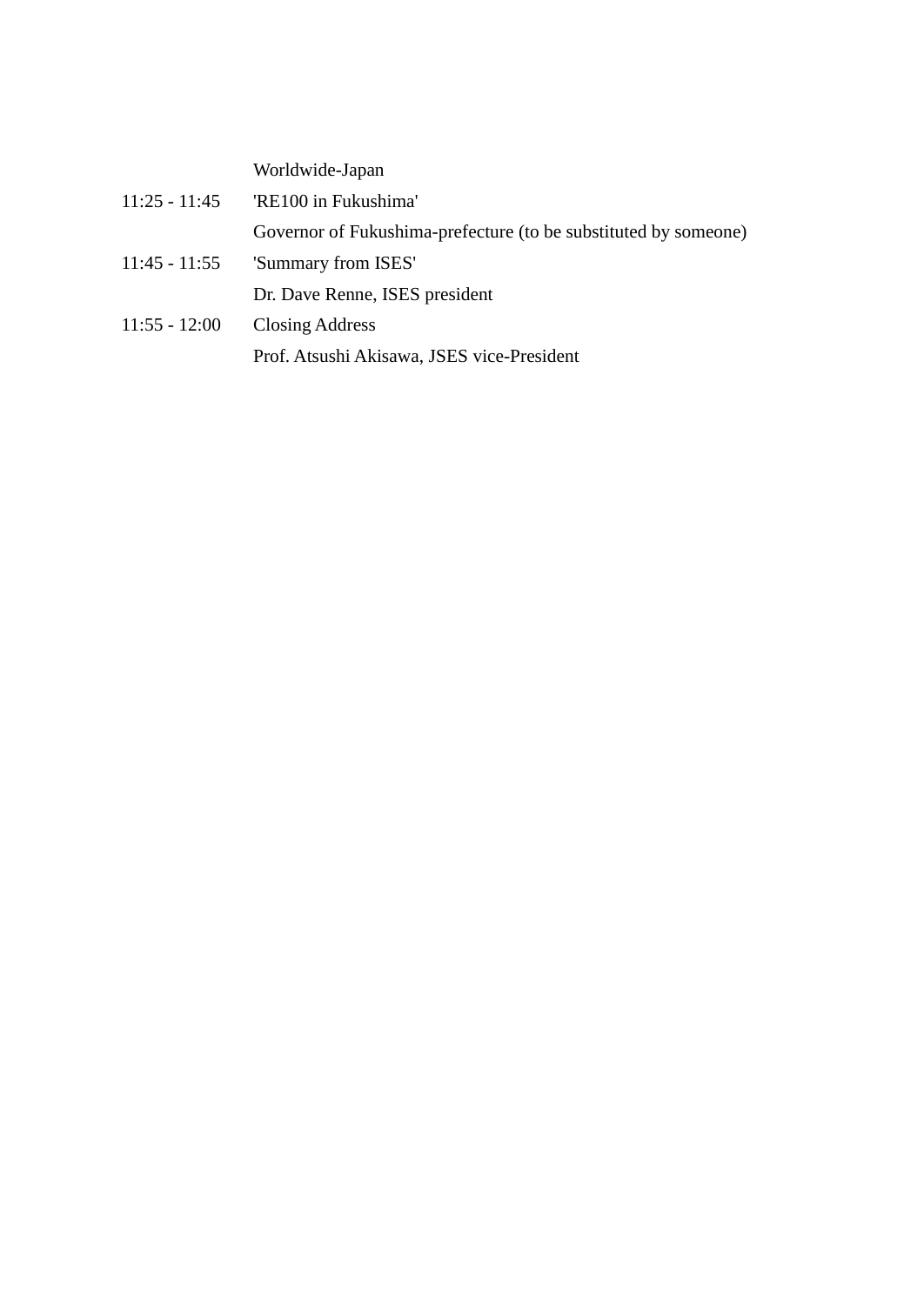| | |
|---|---|
| | Worldwide-Japan |
| 11:25 - 11:45 | 'RE100 in Fukushima' |
| | Governor of Fukushima-prefecture (to be substituted by someone) |
| 11:45 - 11:55 | 'Summary from ISES' |
| | Dr. Dave Renne, ISES president |
| 11:55 - 12:00 | Closing Address |
| | Prof. Atsushi Akisawa, JSES vice-President |